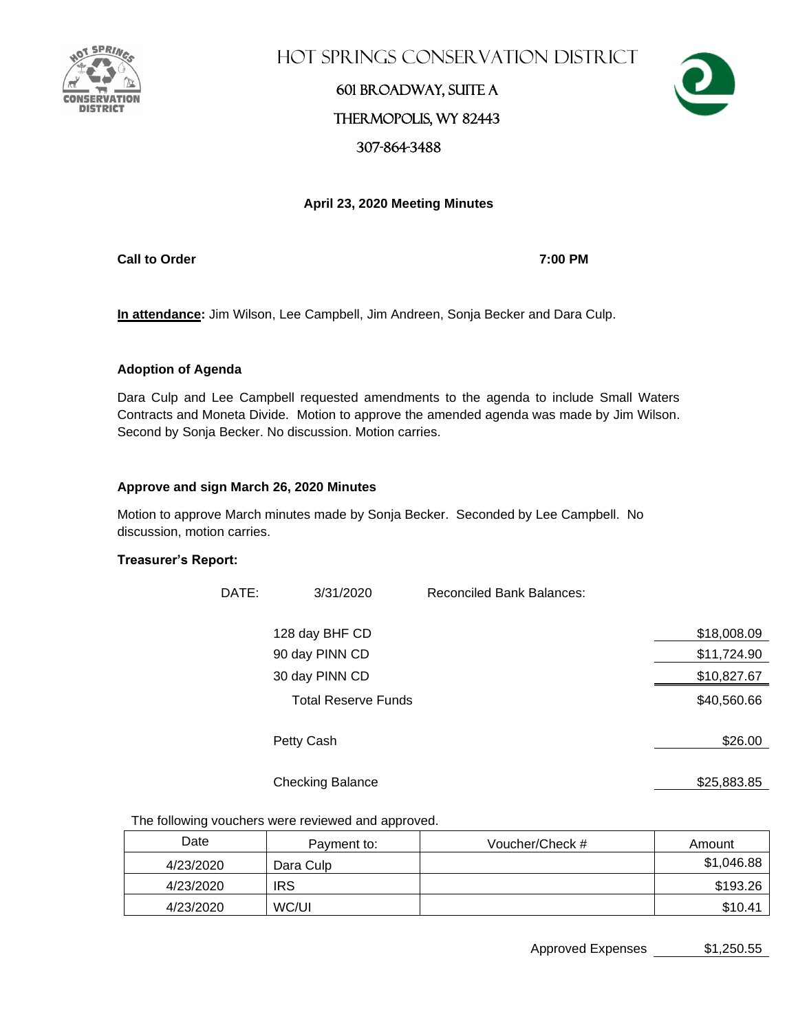# HOT SPRINGS CONSERVATION DISTRICT

601 BROADWAY, SUITE A

THERMOPOLIS, WY 82443

307-864-3488

## April 23, 2020 Meeting Minutes

**Call to Order** **7:00 PM**

**In attendance:** Jim Wilson, Lee Campbell, Jim Andreen, Sonja Becker and Dara Culp.

**Adoption of Agenda**

Dara Culp and Lee Campbell requested amendments to the agenda to include Small Waters Contracts and Moneta Divide. Motion to approve the amended agenda was made by Jim Wilson. Second by Sonja Becker. No discussion. Motion carries.

**Approve and sign March 26, 2020 Minutes**

Motion to approve March minutes made by Sonja Becker. Seconded by Lee Campbell. No discussion, motion carries.

**Treasurer's Report:**

DATE: 3/31/2020 Reconciled Bank Balances:

| | |
|---|---|
| 128 day BHF CD | $18,008.09 |
| 90 day PINN CD | $11,724.90 |
| 30 day PINN CD | $10,827.67 |
| Total Reserve Funds | $40,560.66 |
| Petty Cash | $26.00 |
| Checking Balance | $25,883.85 |

The following vouchers were reviewed and approved.

| Date | Payment to: | Voucher/Check # | Amount |
|---|---|---|---|
| 4/23/2020 | Dara Culp | | $1,046.88 |
| 4/23/2020 | IRS | | $193.26 |
| 4/23/2020 | WC/UI | | $10.41 |

Approved Expenses $1,250.55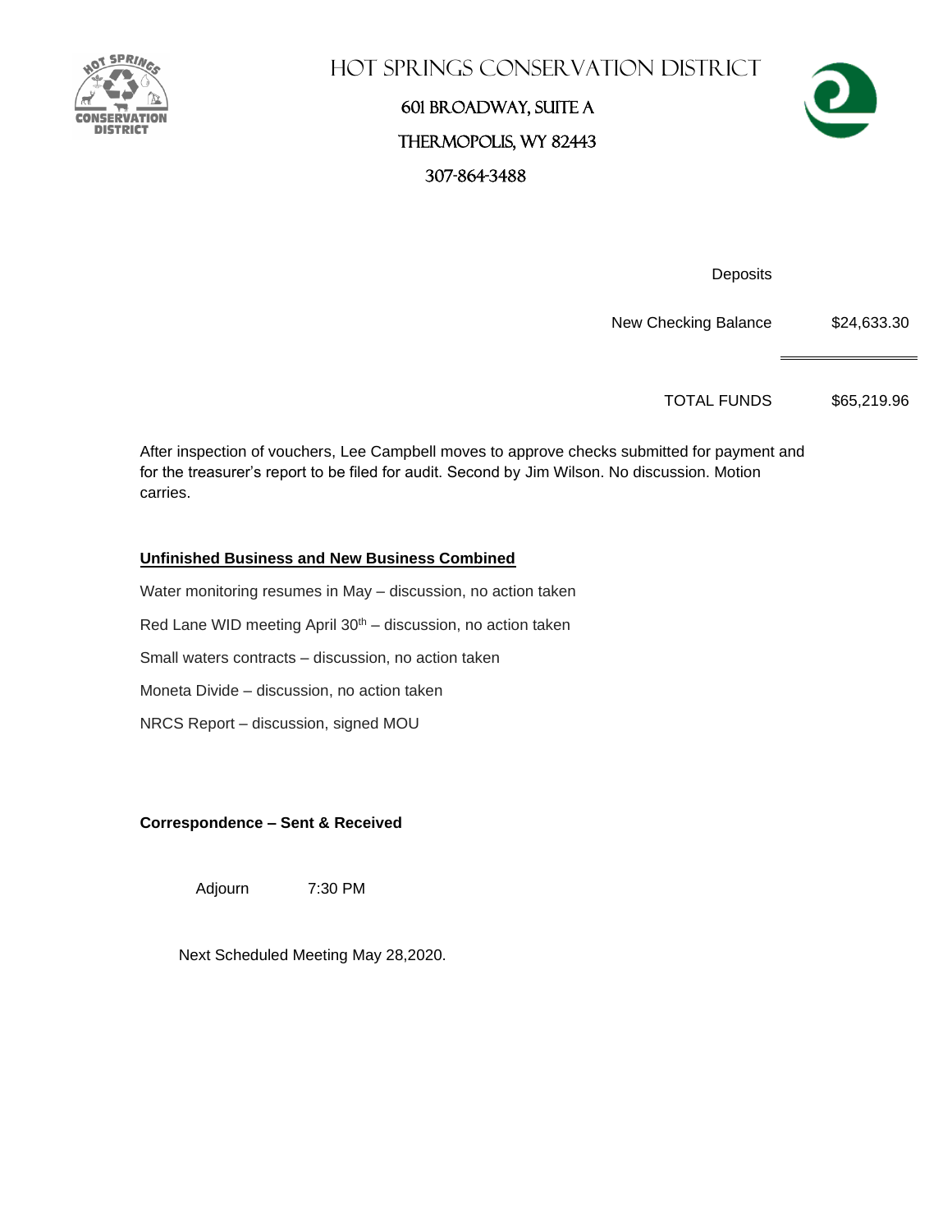# Hot Springs Conservation District

601 Broadway, Suite A

Thermopolis, WY 82443

307-864-3488

| | |
|---|---|
| Deposits | |
| New Checking Balance | $24,633.30 |
| TOTAL FUNDS | $65,219.96 |

After inspection of vouchers, Lee Campbell moves to approve checks submitted for payment and for the treasurer's report to be filed for audit. Second by Jim Wilson. No discussion. Motion carries.

**Unfinished Business and New Business Combined**

Water monitoring resumes in May – discussion, no action taken

Red Lane WID meeting April 30th – discussion, no action taken

Small waters contracts – discussion, no action taken

Moneta Divide – discussion, no action taken

NRCS Report – discussion, signed MOU

**Correspondence – Sent & Received**

Adjourn 7:30 PM

Next Scheduled Meeting May 28,2020.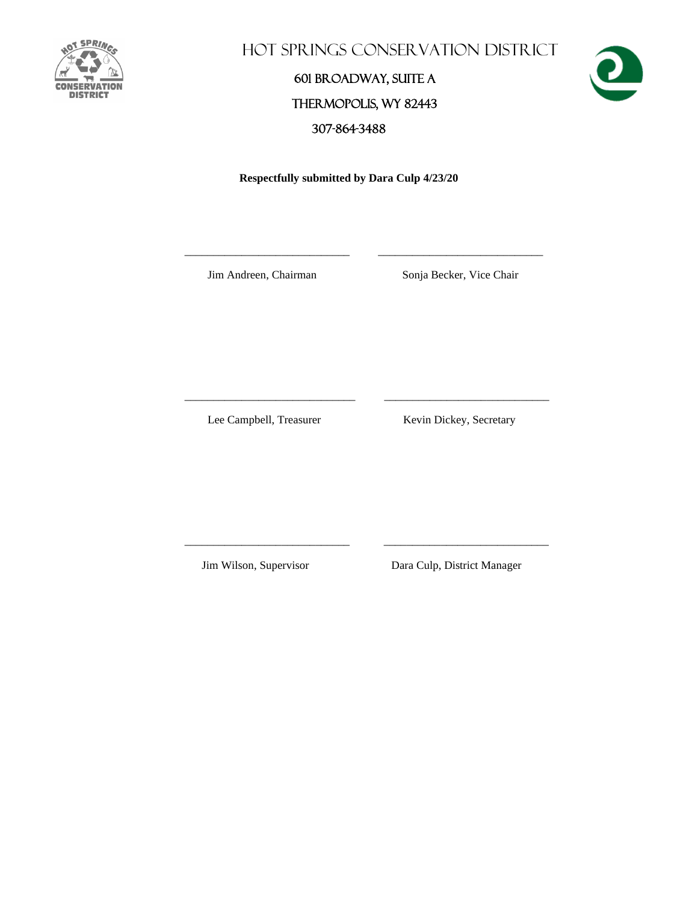# Hot Springs Conservation District

601 Broadway, Suite A

Thermopolis, WY 82443

307-864-3488

**Respectfully submitted by Dara Culp 4/23/20**

\_\_\_\_\_\_\_\_\_\_\_\_\_\_\_\_\_\_\_\_\_\_\_\_\_\_\_\_\_ \_\_\_\_\_\_\_\_\_\_\_\_\_\_\_\_\_\_\_\_\_\_\_\_\_\_\_\_\_

Jim Andreen, Chairman    Sonja Becker, Vice Chair

\_\_\_\_\_\_\_\_\_\_\_\_\_\_\_\_\_\_\_\_\_\_\_\_\_\_\_\_\_ \_\_\_\_\_\_\_\_\_\_\_\_\_\_\_\_\_\_\_\_\_\_\_\_\_\_\_\_\_

Lee Campbell, Treasurer    Kevin Dickey, Secretary

\_\_\_\_\_\_\_\_\_\_\_\_\_\_\_\_\_\_\_\_\_\_\_\_\_\_\_\_\_ \_\_\_\_\_\_\_\_\_\_\_\_\_\_\_\_\_\_\_\_\_\_\_\_\_\_\_\_\_

Jim Wilson, Supervisor    Dara Culp, District Manager